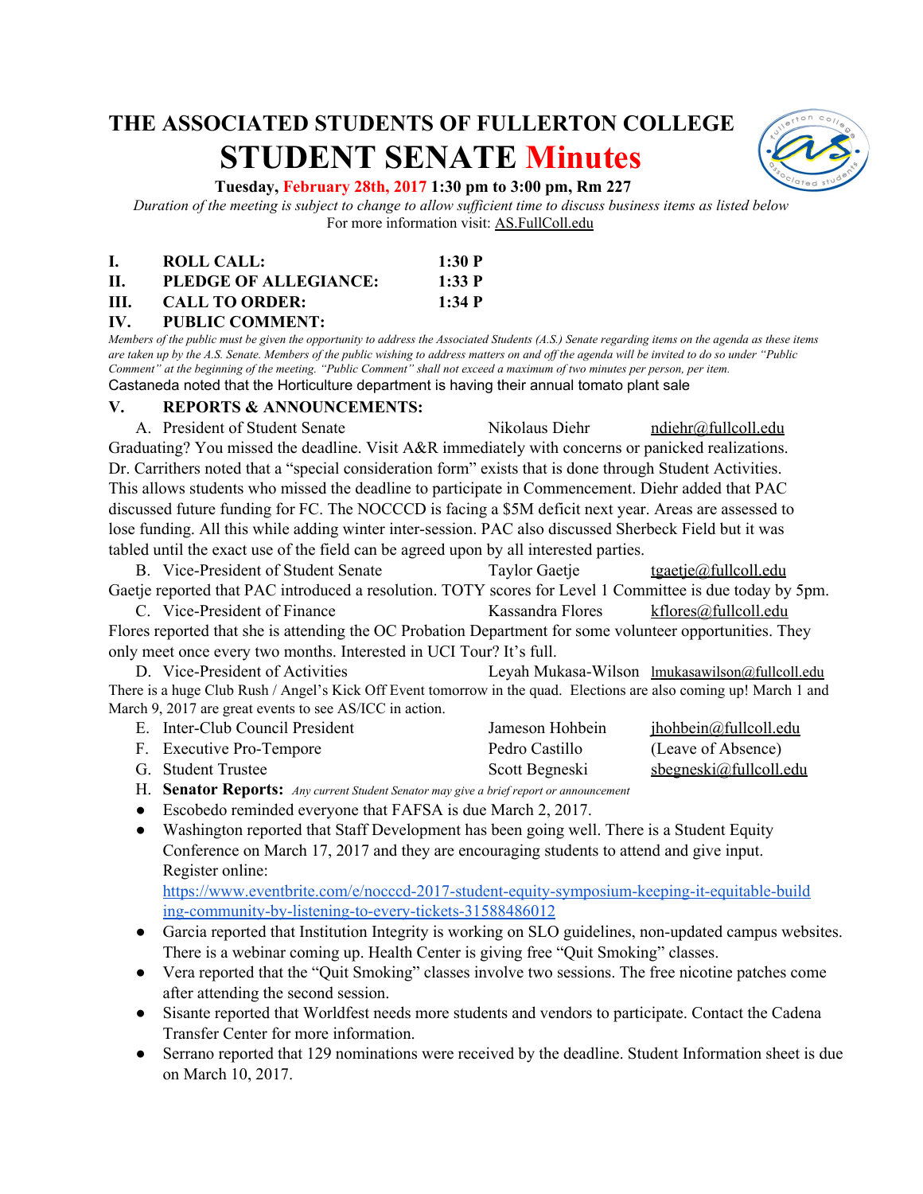# THE ASSOCIATED STUDENTS OF FULLERTON COLLEGE

## STUDENT SENATE Minutes

**Tuesday, February 28th, 2017 1:30 pm to 3:00 pm, Rm 227**

*Duration of the meeting is subject to change to allow sufficient time to discuss business items as listed below*

For more information visit: AS.FullColl.edu

**I. ROLL CALL: 1:30 P**

**II. PLEDGE OF ALLEGIANCE: 1:33 P**

**III. CALL TO ORDER: 1:34 P**

**IV. PUBLIC COMMENT:**

*Members of the public must be given the opportunity to address the Associated Students (A.S.) Senate regarding items on the agenda as these items are taken up by the A.S. Senate. Members of the public wishing to address matters on and off the agenda will be invited to do so under "Public Comment" at the beginning of the meeting. "Public Comment" shall not exceed a maximum of two minutes per person, per item.*

Castaneda noted that the Horticulture department is having their annual tomato plant sale

**V. REPORTS & ANNOUNCEMENTS:**

A. President of Student Senate — Nikolaus Diehr — ndiehr@fullcoll.edu

Graduating? You missed the deadline. Visit A&R immediately with concerns or panicked realizations. Dr. Carrithers noted that a "special consideration form" exists that is done through Student Activities. This allows students who missed the deadline to participate in Commencement. Diehr added that PAC discussed future funding for FC. The NOCCCD is facing a $5M deficit next year. Areas are assessed to lose funding. All this while adding winter inter-session. PAC also discussed Sherbeck Field but it was tabled until the exact use of the field can be agreed upon by all interested parties.

B. Vice-President of Student Senate — Taylor Gaetje — tgaetje@fullcoll.edu

Gaetje reported that PAC introduced a resolution. TOTY scores for Level 1 Committee is due today by 5pm.

C. Vice-President of Finance — Kassandra Flores — kflores@fullcoll.edu

Flores reported that she is attending the OC Probation Department for some volunteer opportunities. They only meet once every two months. Interested in UCI Tour? It's full.

D. Vice-President of Activities — Leyah Mukasa-Wilson — lmukasawilson@fullcoll.edu

There is a huge Club Rush / Angel's Kick Off Event tomorrow in the quad. Elections are also coming up! March 1 and March 9, 2017 are great events to see AS/ICC in action.

E. Inter-Club Council President — Jameson Hohbein — jhohbein@fullcoll.edu

F. Executive Pro-Tempore — Pedro Castillo — (Leave of Absence)

G. Student Trustee — Scott Begneski — sbegneski@fullcoll.edu

H. **Senator Reports:** *Any current Student Senator may give a brief report or announcement*

- Escobedo reminded everyone that FAFSA is due March 2, 2017.
- Washington reported that Staff Development has been going well. There is a Student Equity Conference on March 17, 2017 and they are encouraging students to attend and give input. Register online: https://www.eventbrite.com/e/nocccd-2017-student-equity-symposium-keeping-it-equitable-building-community-by-listening-to-every-tickets-31588486012
- Garcia reported that Institution Integrity is working on SLO guidelines, non-updated campus websites. There is a webinar coming up. Health Center is giving free "Quit Smoking" classes.
- Vera reported that the "Quit Smoking" classes involve two sessions. The free nicotine patches come after attending the second session.
- Sisante reported that Worldfest needs more students and vendors to participate. Contact the Cadena Transfer Center for more information.
- Serrano reported that 129 nominations were received by the deadline. Student Information sheet is due on March 10, 2017.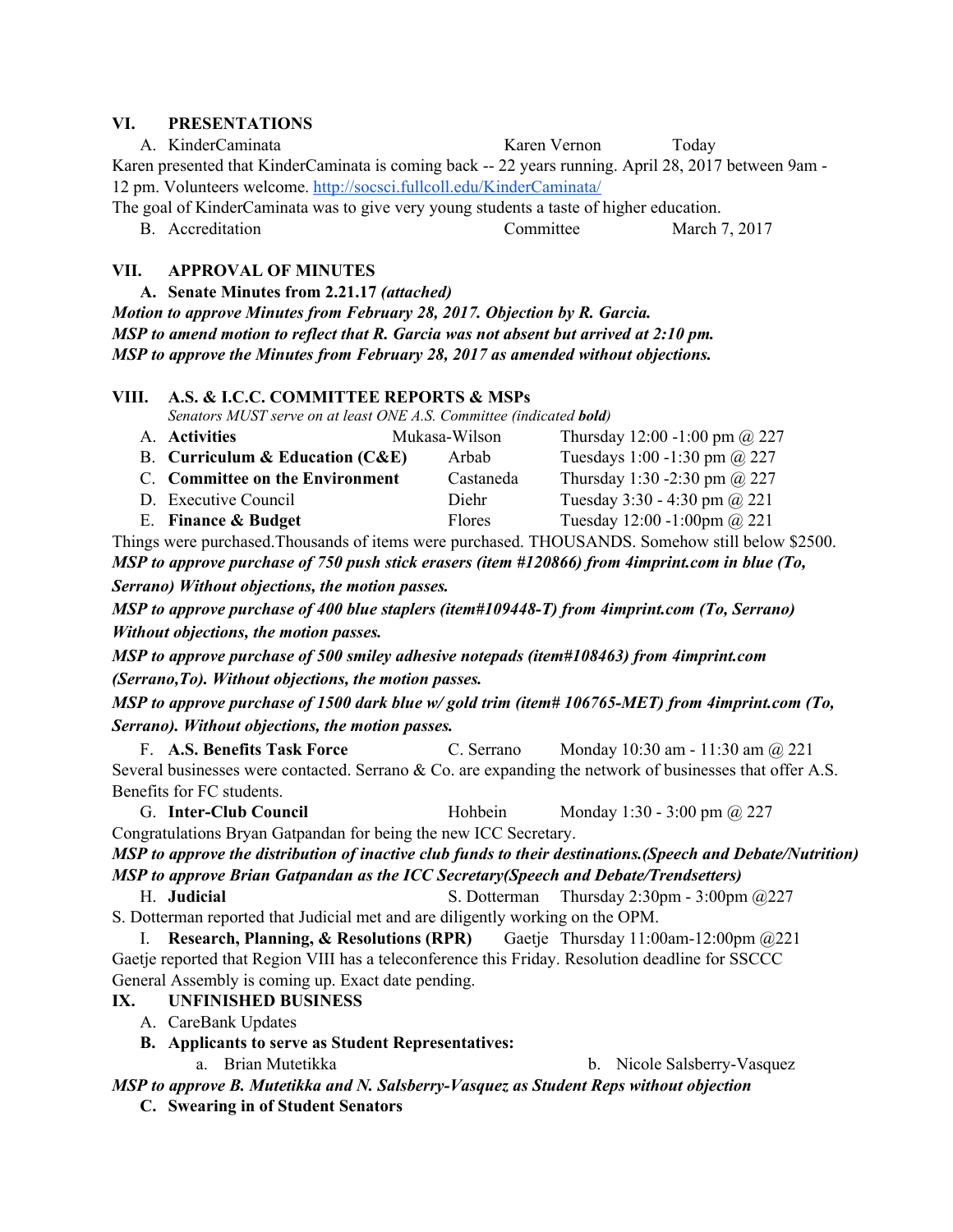## VI. PRESENTATIONS

A. KinderCaminata — Karen Vernon — Today

Karen presented that KinderCaminata is coming back -- 22 years running. April 28, 2017 between 9am - 12 pm. Volunteers welcome. http://socsci.fullcoll.edu/KinderCaminata/

The goal of KinderCaminata was to give very young students a taste of higher education.

B. Accreditation — Committee — March 7, 2017

## VII. APPROVAL OF MINUTES

**A. Senate Minutes from 2.21.17 *(attached)***

***Motion to approve Minutes from February 28, 2017. Objection by R. Garcia.***

***MSP to amend motion to reflect that R. Garcia was not absent but arrived at 2:10 pm.***

***MSP to approve the Minutes from February 28, 2017 as amended without objections.***

## VIII. A.S. & I.C.C. COMMITTEE REPORTS & MSPs

*Senators MUST serve on at least ONE A.S. Committee (indicated **bold**)*

A. **Activities** — Mukasa-Wilson — Thursday 12:00 -1:00 pm @ 227

B. **Curriculum & Education (C&E)** — Arbab — Tuesdays 1:00 -1:30 pm @ 227

C. **Committee on the Environment** — Castaneda — Thursday 1:30 -2:30 pm @ 227

D. Executive Council — Diehr — Tuesday 3:30 - 4:30 pm @ 221

E. **Finance & Budget** — Flores — Tuesday 12:00 -1:00pm @ 221

Things were purchased.Thousands of items were purchased. THOUSANDS. Somehow still below $2500.

***MSP to approve purchase of 750 push stick erasers (item #120866) from 4imprint.com in blue (To, Serrano) Without objections, the motion passes.***

***MSP to approve purchase of 400 blue staplers (item#109448-T) from 4imprint.com (To, Serrano) Without objections, the motion passes.***

***MSP to approve purchase of 500 smiley adhesive notepads (item#108463) from 4imprint.com (Serrano,To). Without objections, the motion passes.***

***MSP to approve purchase of 1500 dark blue w/ gold trim (item# 106765-MET) from 4imprint.com (To, Serrano). Without objections, the motion passes.***

F. **A.S. Benefits Task Force** — C. Serrano — Monday 10:30 am - 11:30 am @ 221

Several businesses were contacted. Serrano & Co. are expanding the network of businesses that offer A.S. Benefits for FC students.

G. **Inter-Club Council** — Hohbein — Monday 1:30 - 3:00 pm @ 227

Congratulations Bryan Gatpandan for being the new ICC Secretary.

***MSP to approve the distribution of inactive club funds to their destinations.(Speech and Debate/Nutrition)***

***MSP to approve Brian Gatpandan as the ICC Secretary(Speech and Debate/Trendsetters)***

H. **Judicial** — S. Dotterman — Thursday 2:30pm - 3:00pm @227

S. Dotterman reported that Judicial met and are diligently working on the OPM.

I. **Research, Planning, & Resolutions (RPR)** — Gaetje — Thursday 11:00am-12:00pm @221

Gaetje reported that Region VIII has a teleconference this Friday. Resolution deadline for SSCCC General Assembly is coming up. Exact date pending.

## IX. UNFINISHED BUSINESS

A. CareBank Updates

**B. Applicants to serve as Student Representatives:**

a. Brian Mutetikka

b. Nicole Salsberry-Vasquez

***MSP to approve B. Mutetikka and N. Salsberry-Vasquez as Student Reps without objection***

**C. Swearing in of Student Senators**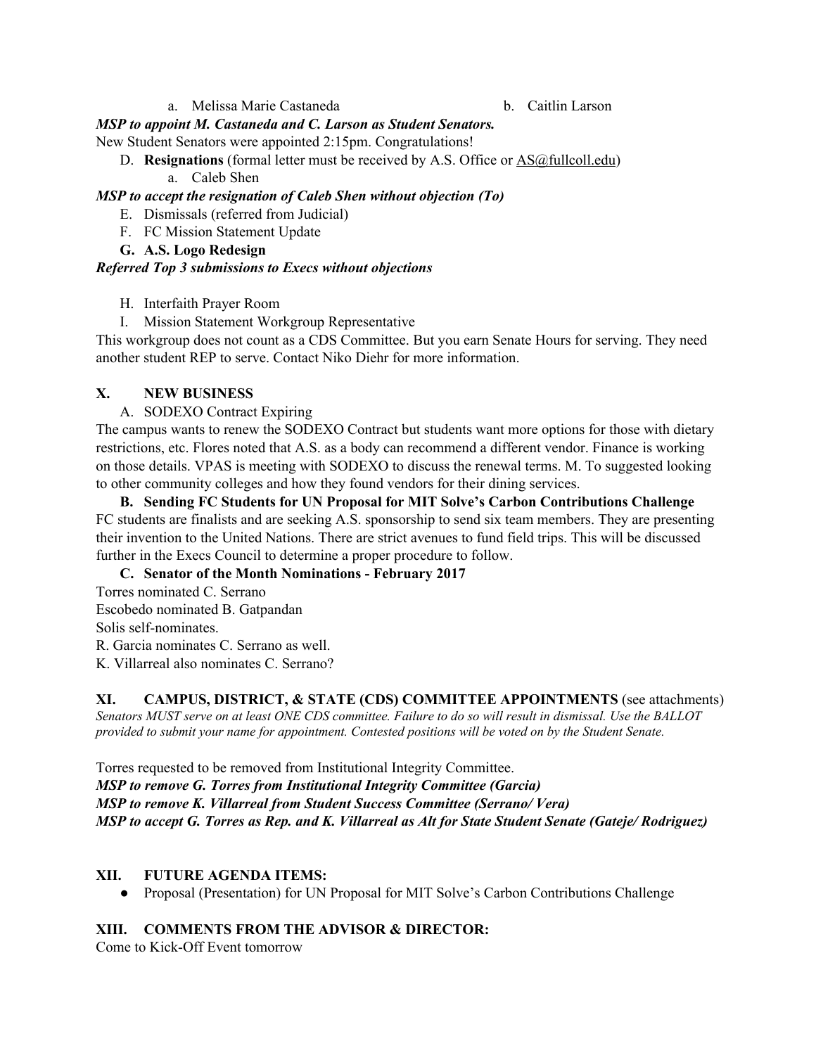a. Melissa Marie Castaneda

b. Caitlin Larson

***MSP to appoint M. Castaneda and C. Larson as Student Senators.***

New Student Senators were appointed 2:15pm. Congratulations!

D. **Resignations** (formal letter must be received by A.S. Office or AS@fullcoll.edu)
   a. Caleb Shen

***MSP to accept the resignation of Caleb Shen without objection (To)***

E. Dismissals (referred from Judicial)

F. FC Mission Statement Update

**G. A.S. Logo Redesign**

***Referred Top 3 submissions to Execs without objections***

H. Interfaith Prayer Room

I. Mission Statement Workgroup Representative

This workgroup does not count as a CDS Committee. But you earn Senate Hours for serving. They need another student REP to serve. Contact Niko Diehr for more information.

## X. NEW BUSINESS

A. SODEXO Contract Expiring

The campus wants to renew the SODEXO Contract but students want more options for those with dietary restrictions, etc. Flores noted that A.S. as a body can recommend a different vendor. Finance is working on those details. VPAS is meeting with SODEXO to discuss the renewal terms. M. To suggested looking to other community colleges and how they found vendors for their dining services.

**B. Sending FC Students for UN Proposal for MIT Solve's Carbon Contributions Challenge**

FC students are finalists and are seeking A.S. sponsorship to send six team members. They are presenting their invention to the United Nations. There are strict avenues to fund field trips. This will be discussed further in the Execs Council to determine a proper procedure to follow.

**C. Senator of the Month Nominations - February 2017**

Torres nominated C. Serrano

Escobedo nominated B. Gatpandan

Solis self-nominates.

R. Garcia nominates C. Serrano as well.

K. Villarreal also nominates C. Serrano?

## XI. CAMPUS, DISTRICT, & STATE (CDS) COMMITTEE APPOINTMENTS (see attachments)

*Senators MUST serve on at least ONE CDS committee. Failure to do so will result in dismissal. Use the BALLOT provided to submit your name for appointment. Contested positions will be voted on by the Student Senate.*

Torres requested to be removed from Institutional Integrity Committee.

***MSP to remove G. Torres from Institutional Integrity Committee (Garcia)***

***MSP to remove K. Villarreal from Student Success Committee (Serrano/ Vera)***

***MSP to accept G. Torres as Rep. and K. Villarreal as Alt for State Student Senate (Gateje/ Rodriguez)***

## XII. FUTURE AGENDA ITEMS:

- Proposal (Presentation) for UN Proposal for MIT Solve's Carbon Contributions Challenge

## XIII. COMMENTS FROM THE ADVISOR & DIRECTOR:

Come to Kick-Off Event tomorrow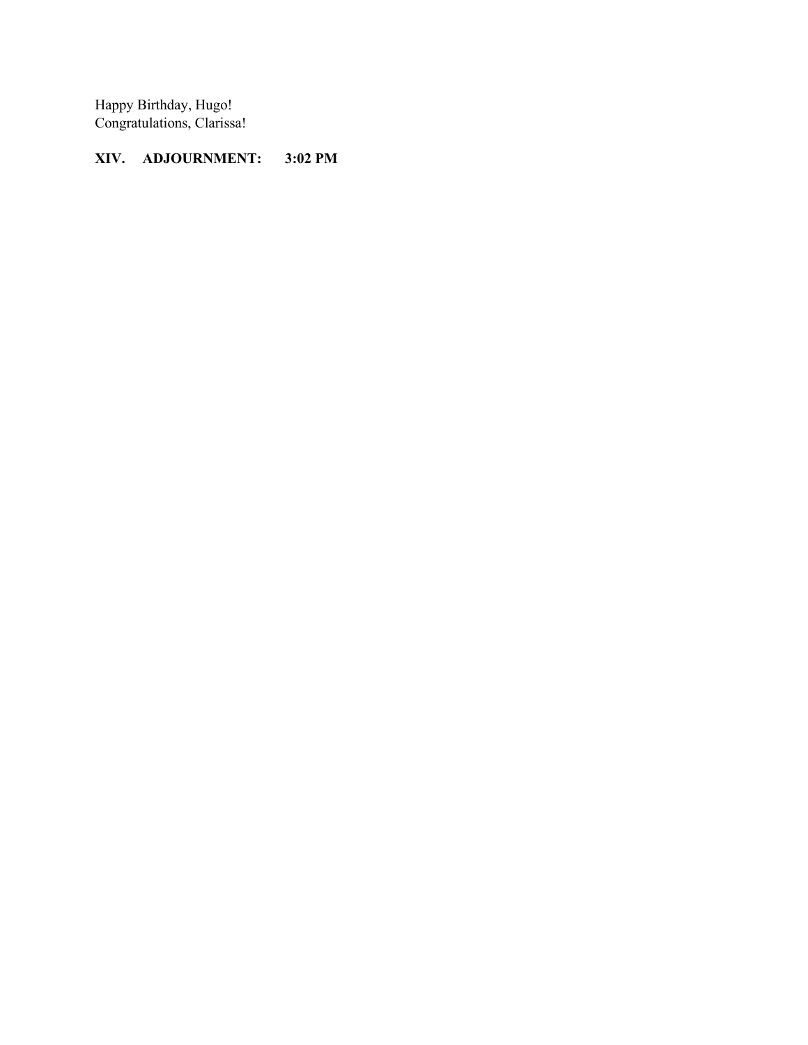Happy Birthday, Hugo!
Congratulations, Clarissa!

**XIV. ADJOURNMENT: 3:02 PM**